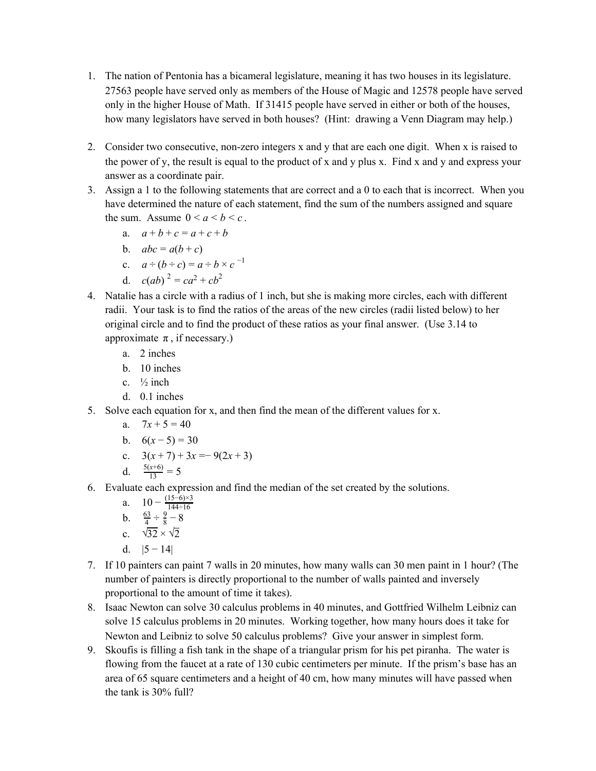1. The nation of Pentonia has a bicameral legislature, meaning it has two houses in its legislature. 27563 people have served only as members of the House of Magic and 12578 people have served only in the higher House of Math. If 31415 people have served in either or both of the houses, how many legislators have served in both houses? (Hint: drawing a Venn Diagram may help.)

2. Consider two consecutive, non-zero integers x and y that are each one digit. When x is raised to the power of y, the result is equal to the product of x and y plus x. Find x and y and express your answer as a coordinate pair.

3. Assign a 1 to the following statements that are correct and a 0 to each that is incorrect. When you have determined the nature of each statement, find the sum of the numbers assigned and square the sum. Assume $0 < a < b < c$.
   a. $a + b + c = a + c + b$
   b. $abc = a(b + c)$
   c. $a \div (b \div c) = a \div b \times c^{-1}$
   d. $c(ab)^2 = ca^2 + cb^2$

4. Natalie has a circle with a radius of 1 inch, but she is making more circles, each with different radii. Your task is to find the ratios of the areas of the new circles (radii listed below) to her original circle and to find the product of these ratios as your final answer. (Use 3.14 to approximate $\pi$, if necessary.)
   a. 2 inches
   b. 10 inches
   c. ½ inch
   d. 0.1 inches

5. Solve each equation for x, and then find the mean of the different values for x.
   a. $7x + 5 = 40$
   b. $6(x - 5) = 30$
   c. $3(x + 7) + 3x = -9(2x + 3)$
   d. $\frac{5(x+6)}{13} = 5$

6. Evaluate each expression and find the median of the set created by the solutions.
   a. $10 - \frac{(15-6)\times 3}{144 \div 16}$
   b. $\frac{63}{4} \div \frac{9}{8} - 8$
   c. $\sqrt{32} \times \sqrt{2}$
   d. $|5 - 14|$

7. If 10 painters can paint 7 walls in 20 minutes, how many walls can 30 men paint in 1 hour? (The number of painters is directly proportional to the number of walls painted and inversely proportional to the amount of time it takes).

8. Isaac Newton can solve 30 calculus problems in 40 minutes, and Gottfried Wilhelm Leibniz can solve 15 calculus problems in 20 minutes. Working together, how many hours does it take for Newton and Leibniz to solve 50 calculus problems? Give your answer in simplest form.

9. Skoufis is filling a fish tank in the shape of a triangular prism for his pet piranha. The water is flowing from the faucet at a rate of 130 cubic centimeters per minute. If the prism's base has an area of 65 square centimeters and a height of 40 cm, how many minutes will have passed when the tank is 30% full?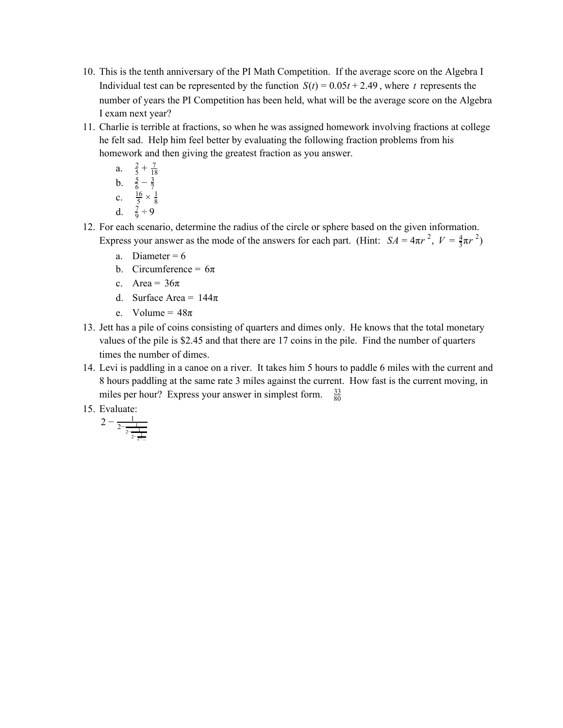10. This is the tenth anniversary of the PI Math Competition. If the average score on the Algebra I Individual test can be represented by the function $S(t) = 0.05t + 2.49$, where $t$ represents the number of years the PI Competition has been held, what will be the average score on the Algebra I exam next year?
11. Charlie is terrible at fractions, so when he was assigned homework involving fractions at college he felt sad. Help him feel better by evaluating the following fraction problems from his homework and then giving the greatest fraction as you answer.
    a. $\frac{2}{5} + \frac{7}{18}$
    b. $\frac{5}{6} - \frac{3}{7}$
    c. $\frac{16}{5} \times \frac{1}{8}$
    d. $\frac{7}{9} \div 9$
12. For each scenario, determine the radius of the circle or sphere based on the given information. Express your answer as the mode of the answers for each part. (Hint: $SA = 4\pi r^2$, $V = \frac{4}{3}\pi r^2$)
    a. Diameter = 6
    b. Circumference = $6\pi$
    c. Area = $36\pi$
    d. Surface Area = $144\pi$
    e. Volume = $48\pi$
13. Jett has a pile of coins consisting of quarters and dimes only. He knows that the total monetary values of the pile is $2.45 and that there are 17 coins in the pile. Find the number of quarters times the number of dimes.
14. Levi is paddling in a canoe on a river. It takes him 5 hours to paddle 6 miles with the current and 8 hours paddling at the same rate 3 miles against the current. How fast is the current moving, in miles per hour? Express your answer in simplest form. $\frac{33}{80}$
15. Evaluate:

$$2 - \cfrac{1}{2 - \cfrac{1}{2 - \cfrac{1}{2 - \cfrac{1}{2 - \cdots}}}}$$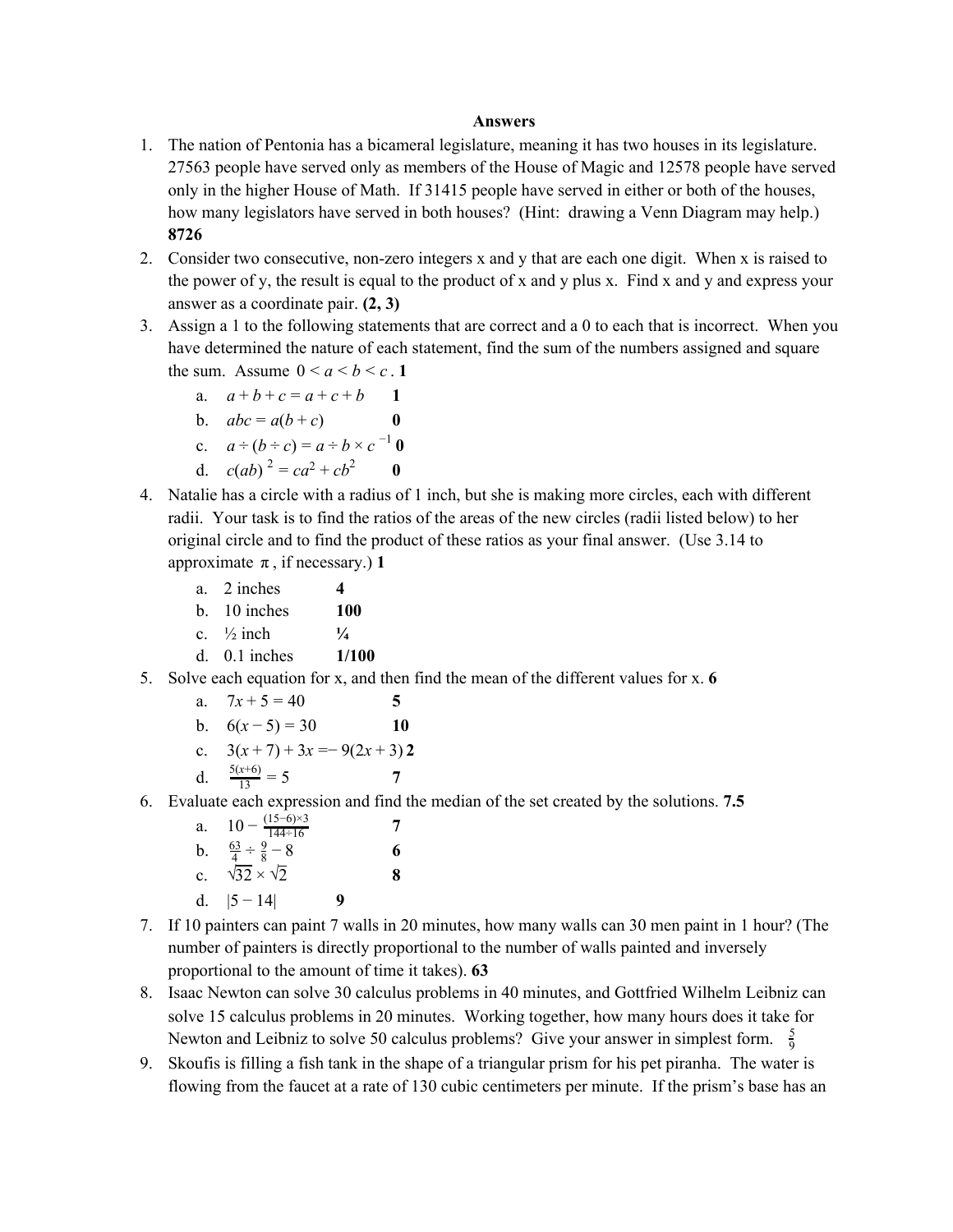**Answers**

1. The nation of Pentonia has a bicameral legislature, meaning it has two houses in its legislature. 27563 people have served only as members of the House of Magic and 12578 people have served only in the higher House of Math. If 31415 people have served in either or both of the houses, how many legislators have served in both houses? (Hint: drawing a Venn Diagram may help.) **8726**
2. Consider two consecutive, non-zero integers x and y that are each one digit. When x is raised to the power of y, the result is equal to the product of x and y plus x. Find x and y and express your answer as a coordinate pair. **(2, 3)**
3. Assign a 1 to the following statements that are correct and a 0 to each that is incorrect. When you have determined the nature of each statement, find the sum of the numbers assigned and square the sum. Assume $0 < a < b < c$. **1**
   a. $a + b + c = a + c + b$ **1**
   b. $abc = a(b + c)$ **0**
   c. $a \div (b \div c) = a \div b \times c^{-1}$ **0**
   d. $c(ab)^2 = ca^2 + cb^2$ **0**
4. Natalie has a circle with a radius of 1 inch, but she is making more circles, each with different radii. Your task is to find the ratios of the areas of the new circles (radii listed below) to her original circle and to find the product of these ratios as your final answer. (Use 3.14 to approximate $\pi$, if necessary.) **1**
   a. 2 inches **4**
   b. 10 inches **100**
   c. ½ inch **¼**
   d. 0.1 inches **1/100**
5. Solve each equation for x, and then find the mean of the different values for x. **6**
   a. $7x + 5 = 40$ **5**
   b. $6(x - 5) = 30$ **10**
   c. $3(x + 7) + 3x = -9(2x + 3)$ **2**
   d. $\frac{5(x+6)}{13} = 5$ **7**
6. Evaluate each expression and find the median of the set created by the solutions. **7.5**
   a. $10 - \frac{(15-6)\times 3}{144 \div 16}$ **7**
   b. $\frac{63}{4} \div \frac{9}{8} - 8$ **6**
   c. $\sqrt{32} \times \sqrt{2}$ **8**
   d. $|5 - 14|$ **9**
7. If 10 painters can paint 7 walls in 20 minutes, how many walls can 30 men paint in 1 hour? (The number of painters is directly proportional to the number of walls painted and inversely proportional to the amount of time it takes). **63**
8. Isaac Newton can solve 30 calculus problems in 40 minutes, and Gottfried Wilhelm Leibniz can solve 15 calculus problems in 20 minutes. Working together, how many hours does it take for Newton and Leibniz to solve 50 calculus problems? Give your answer in simplest form. $\frac{5}{9}$
9. Skoufis is filling a fish tank in the shape of a triangular prism for his pet piranha. The water is flowing from the faucet at a rate of 130 cubic centimeters per minute. If the prism's base has an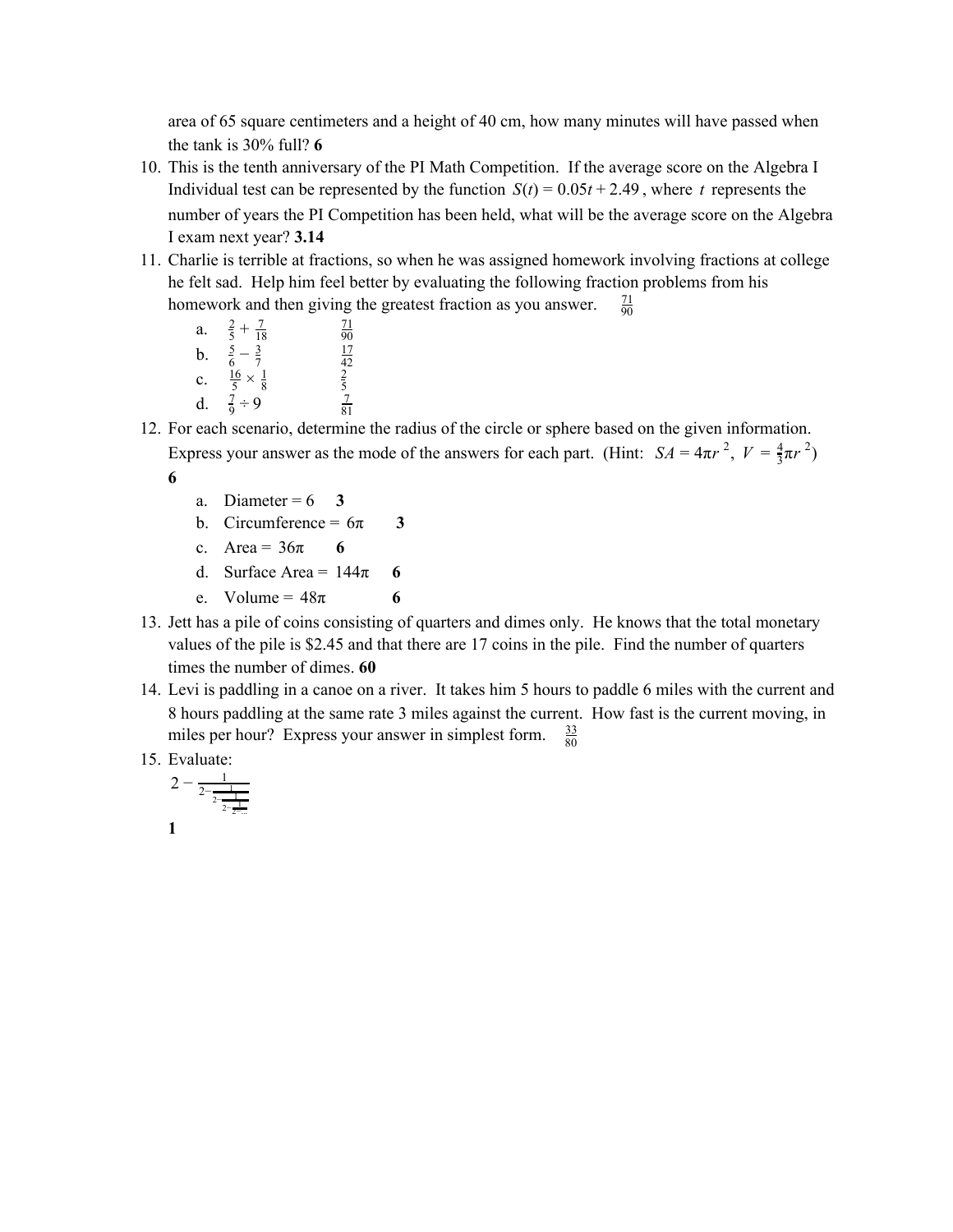area of 65 square centimeters and a height of 40 cm, how many minutes will have passed when the tank is 30% full? **6**

10. This is the tenth anniversary of the PI Math Competition. If the average score on the Algebra I Individual test can be represented by the function $S(t) = 0.05t + 2.49$, where $t$ represents the number of years the PI Competition has been held, what will be the average score on the Algebra I exam next year? **3.14**

11. Charlie is terrible at fractions, so when he was assigned homework involving fractions at college he felt sad. Help him feel better by evaluating the following fraction problems from his homework and then giving the greatest fraction as you answer. $\frac{71}{90}$
    a. $\frac{2}{5} + \frac{7}{18}$ $\frac{71}{90}$
    b. $\frac{5}{6} - \frac{3}{7}$ $\frac{17}{42}$
    c. $\frac{16}{5} \times \frac{1}{8}$ $\frac{2}{5}$
    d. $\frac{7}{9} \div 9$ $\frac{7}{81}$

12. For each scenario, determine the radius of the circle or sphere based on the given information. Express your answer as the mode of the answers for each part. (Hint: $SA = 4\pi r^2,\ V = \frac{4}{3}\pi r^2$) **6**
    a. Diameter = 6 **3**
    b. Circumference = $6\pi$ **3**
    c. Area = $36\pi$ **6**
    d. Surface Area = $144\pi$ **6**
    e. Volume = $48\pi$ **6**

13. Jett has a pile of coins consisting of quarters and dimes only. He knows that the total monetary values of the pile is \$2.45 and that there are 17 coins in the pile. Find the number of quarters times the number of dimes. **60**

14. Levi is paddling in a canoe on a river. It takes him 5 hours to paddle 6 miles with the current and 8 hours paddling at the same rate 3 miles against the current. How fast is the current moving, in miles per hour? Express your answer in simplest form. $\frac{33}{80}$

15. Evaluate:

$$2 - \cfrac{1}{2 - \cfrac{1}{2 - \cfrac{1}{2 - \cfrac{1}{2 - \cdots}}}}$$

**1**